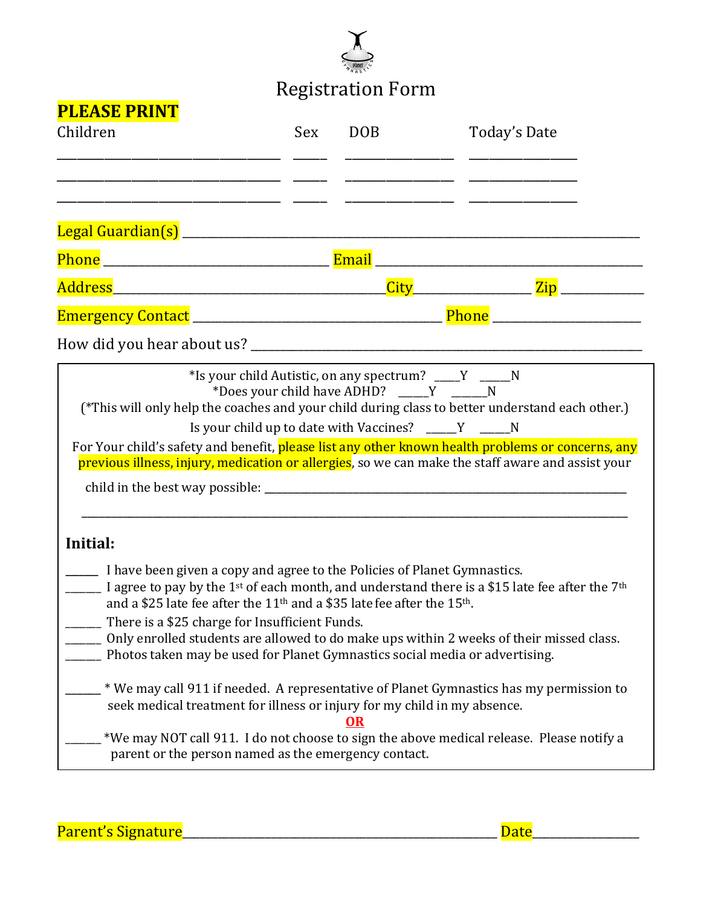# Registration Form

**PLEASE PRINT**

| Children | Sex | DOB | Today's Date |
| --- | --- | --- | --- |
| ________________________________ | _____ | ________________ | ________________ |
| ________________________________ | _____ | ________________ | ________________ |
| ________________________________ | _____ | ________________ | ________________ |

Legal Guardian(s) ____________________________________________________________________

Phone _________________________________ Email ______________________________________

Address________________________________________City_________________ Zip ____________

Emergency Contact ____________________________________ Phone _____________________

How did you hear about us? ______________________________________________________________

*Is your child Autistic, on any spectrum? _____Y _____N

*Does your child have ADHD? _____Y _____N

(*This will only help the coaches and your child during class to better understand each other.)

Is your child up to date with Vaccines? _____Y _____N

For Your child's safety and benefit, please list any other known health problems or concerns, any previous illness, injury, medication or allergies, so we can make the staff aware and assist your child in the best way possible: ______________________________________________________________

______________________________________________________________________________

**Initial:**

______ I have been given a copy and agree to the Policies of Planet Gymnastics.

______ I agree to pay by the 1st of each month, and understand there is a $15 late fee after the 7th and a $25 late fee after the 11th and a $35 late fee after the 15th.

______ There is a $25 charge for Insufficient Funds.

______ Only enrolled students are allowed to do make ups within 2 weeks of their missed class.

______ Photos taken may be used for Planet Gymnastics social media or advertising.

______ * We may call 911 if needed. A representative of Planet Gymnastics has my permission to seek medical treatment for illness or injury for my child in my absence.

**OR**

______ *We may NOT call 911. I do not choose to sign the above medical release. Please notify a parent or the person named as the emergency contact.

Parent's Signature_______________________________________________ Date________________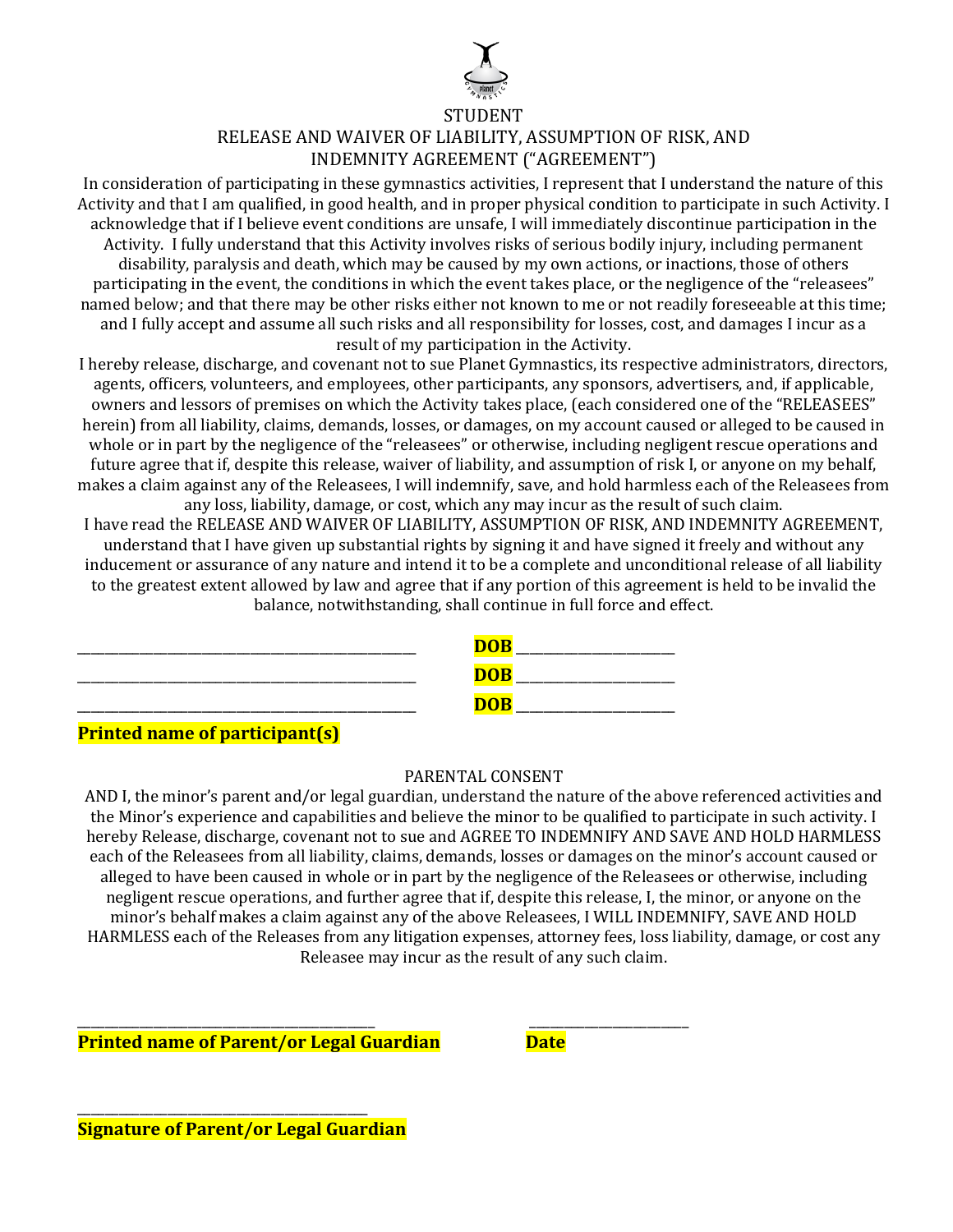STUDENT

RELEASE AND WAIVER OF LIABILITY, ASSUMPTION OF RISK, AND INDEMNITY AGREEMENT ("AGREEMENT")

In consideration of participating in these gymnastics activities, I represent that I understand the nature of this Activity and that I am qualified, in good health, and in proper physical condition to participate in such Activity. I acknowledge that if I believe event conditions are unsafe, I will immediately discontinue participation in the Activity. I fully understand that this Activity involves risks of serious bodily injury, including permanent disability, paralysis and death, which may be caused by my own actions, or inactions, those of others participating in the event, the conditions in which the event takes place, or the negligence of the "releasees" named below; and that there may be other risks either not known to me or not readily foreseeable at this time; and I fully accept and assume all such risks and all responsibility for losses, cost, and damages I incur as a result of my participation in the Activity.

I hereby release, discharge, and covenant not to sue Planet Gymnastics, its respective administrators, directors, agents, officers, volunteers, and employees, other participants, any sponsors, advertisers, and, if applicable, owners and lessors of premises on which the Activity takes place, (each considered one of the "RELEASEES" herein) from all liability, claims, demands, losses, or damages, on my account caused or alleged to be caused in whole or in part by the negligence of the "releasees" or otherwise, including negligent rescue operations and future agree that if, despite this release, waiver of liability, and assumption of risk I, or anyone on my behalf, makes a claim against any of the Releasees, I will indemnify, save, and hold harmless each of the Releasees from any loss, liability, damage, or cost, which any may incur as the result of such claim.

I have read the RELEASE AND WAIVER OF LIABILITY, ASSUMPTION OF RISK, AND INDEMNITY AGREEMENT, understand that I have given up substantial rights by signing it and have signed it freely and without any inducement or assurance of any nature and intend it to be a complete and unconditional release of all liability to the greatest extent allowed by law and agree that if any portion of this agreement is held to be invalid the balance, notwithstanding, shall continue in full force and effect.

\_\_\_\_\_\_\_\_\_\_\_\_\_\_\_\_\_\_\_\_\_\_\_\_\_\_\_\_\_\_\_\_\_\_\_\_ **DOB** \_\_\_\_\_\_\_\_\_\_\_\_\_\_\_\_\_\_\_\_

\_\_\_\_\_\_\_\_\_\_\_\_\_\_\_\_\_\_\_\_\_\_\_\_\_\_\_\_\_\_\_\_\_\_\_\_ **DOB** \_\_\_\_\_\_\_\_\_\_\_\_\_\_\_\_\_\_\_\_

\_\_\_\_\_\_\_\_\_\_\_\_\_\_\_\_\_\_\_\_\_\_\_\_\_\_\_\_\_\_\_\_\_\_\_\_ **DOB** \_\_\_\_\_\_\_\_\_\_\_\_\_\_\_\_\_\_\_\_

**Printed name of participant(s)**

PARENTAL CONSENT

AND I, the minor's parent and/or legal guardian, understand the nature of the above referenced activities and the Minor's experience and capabilities and believe the minor to be qualified to participate in such activity. I hereby Release, discharge, covenant not to sue and AGREE TO INDEMNIFY AND SAVE AND HOLD HARMLESS each of the Releasees from all liability, claims, demands, losses or damages on the minor's account caused or alleged to have been caused in whole or in part by the negligence of the Releasees or otherwise, including negligent rescue operations, and further agree that if, despite this release, I, the minor, or anyone on the minor's behalf makes a claim against any of the above Releasees, I WILL INDEMNIFY, SAVE AND HOLD HARMLESS each of the Releases from any litigation expenses, attorney fees, loss liability, damage, or cost any Releasee may incur as the result of any such claim.

\_\_\_\_\_\_\_\_\_\_\_\_\_\_\_\_\_\_\_\_\_\_\_\_\_\_\_\_\_\_\_\_ \_\_\_\_\_\_\_\_\_\_\_\_\_\_\_\_\_\_\_\_

**Printed name of Parent/or Legal Guardian** **Date**

\_\_\_\_\_\_\_\_\_\_\_\_\_\_\_\_\_\_\_\_\_\_\_\_\_\_\_\_\_\_\_\_

**Signature of Parent/or Legal Guardian**